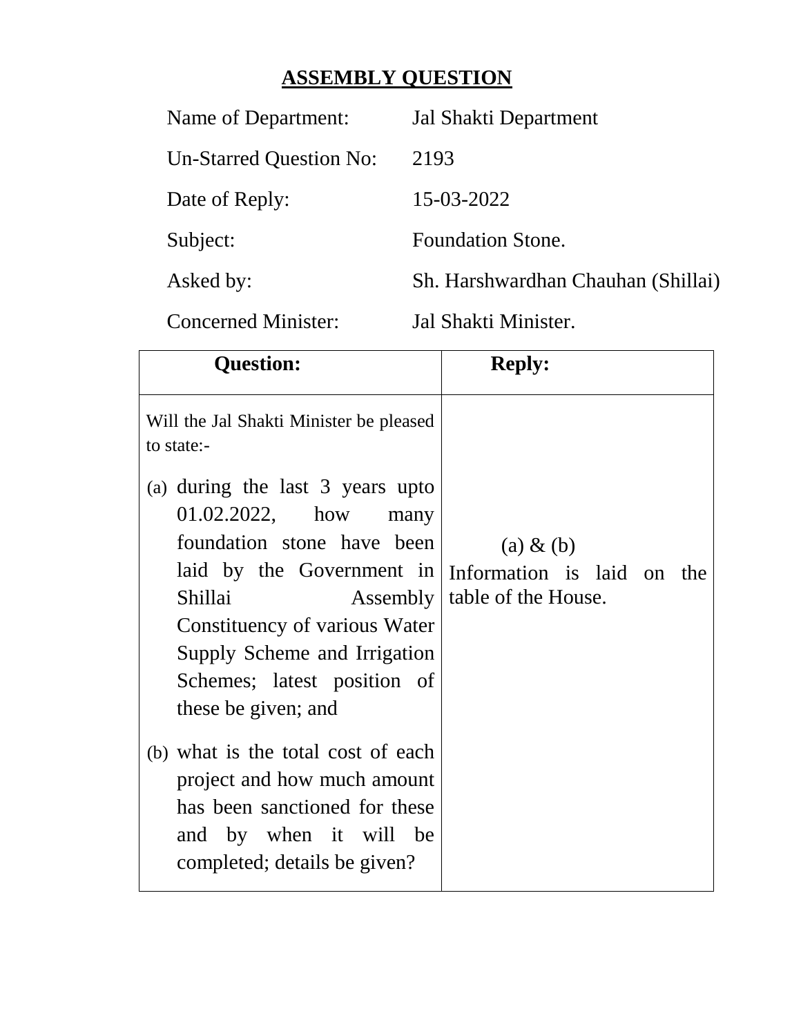# ASSEMBLY QUESTION

| | |
|---|---|
| Name of Department: | Jal Shakti Department |
| Un-Starred Question No: | 2193 |
| Date of Reply: | 15-03-2022 |
| Subject: | Foundation Stone. |
| Asked by: | Sh. Harshwardhan Chauhan (Shillai) |
| Concerned Minister: | Jal Shakti Minister. |

| **Question:** | **Reply:** |
|---|---|
| Will the Jal Shakti Minister be pleased to state:-<br><br>(a) during the last 3 years upto 01.02.2022, how many foundation stone have been laid by the Government in Shillai Assembly Constituency of various Water Supply Scheme and Irrigation Schemes; latest position of these be given; and<br><br>(b) what is the total cost of each project and how much amount has been sanctioned for these and by when it will be completed; details be given? | (a) & (b)<br>Information is laid on the table of the House. |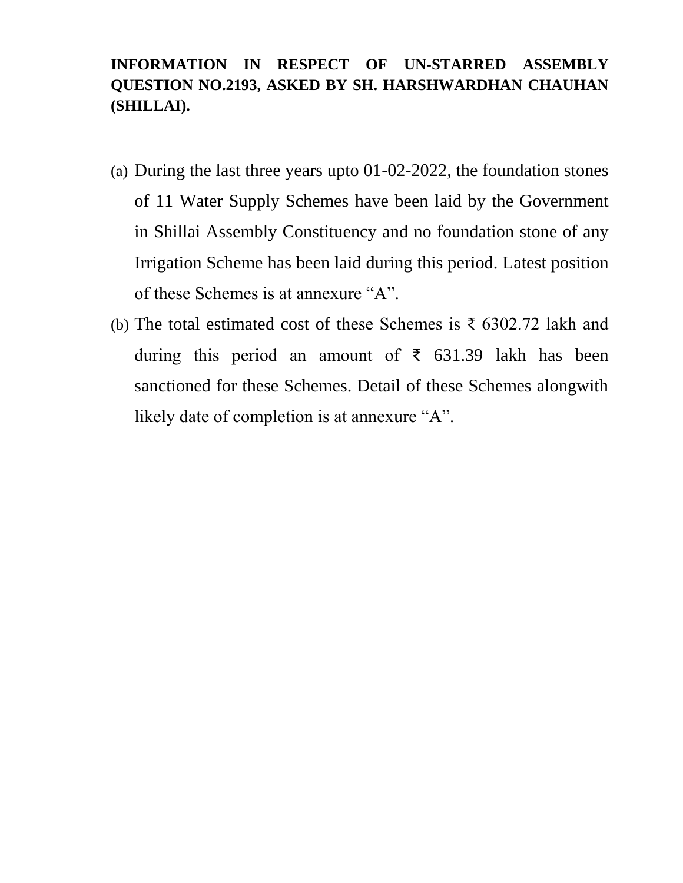**INFORMATION IN RESPECT OF UN-STARRED ASSEMBLY QUESTION NO.2193, ASKED BY SH. HARSHWARDHAN CHAUHAN (SHILLAI).**

(a) During the last three years upto 01-02-2022, the foundation stones of 11 Water Supply Schemes have been laid by the Government in Shillai Assembly Constituency and no foundation stone of any Irrigation Scheme has been laid during this period. Latest position of these Schemes is at annexure "A".

(b) The total estimated cost of these Schemes is ₹ 6302.72 lakh and during this period an amount of ₹ 631.39 lakh has been sanctioned for these Schemes. Detail of these Schemes alongwith likely date of completion is at annexure "A".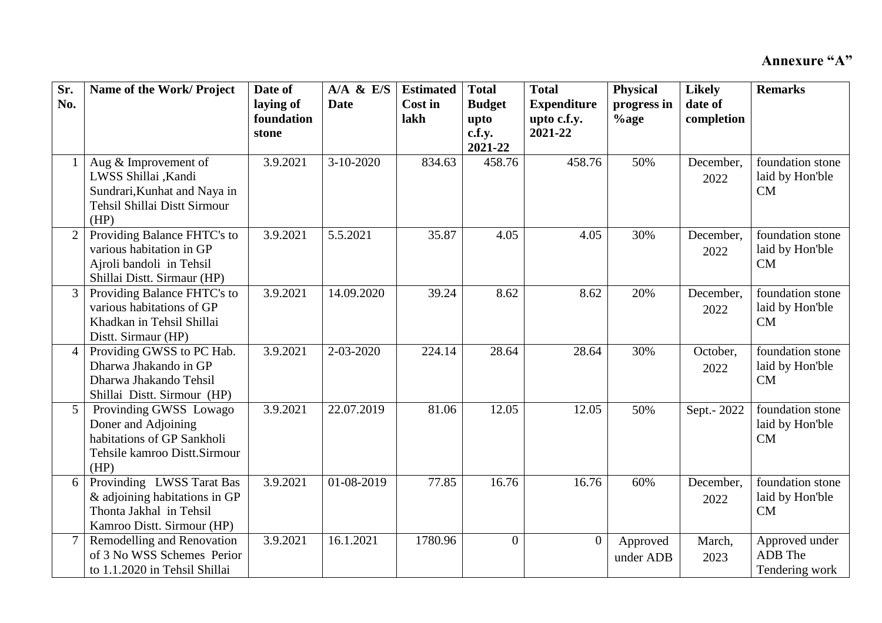**Annexure "A"**

| Sr. No. | Name of the Work/ Project | Date of laying of foundation stone | A/A & E/S Date | Estimated Cost in lakh | Total Budget upto c.f.y. 2021-22 | Total Expenditure upto c.f.y. 2021-22 | Physical progress in %age | Likely date of completion | Remarks |
|---|---|---|---|---|---|---|---|---|---|
| 1 | Aug & Improvement of LWSS Shillai ,Kandi Sundrari,Kunhat and Naya in Tehsil Shillai Distt Sirmour (HP) | 3.9.2021 | 3-10-2020 | 834.63 | 458.76 | 458.76 | 50% | December, 2022 | foundation stone laid by Hon'ble CM |
| 2 | Providing Balance FHTC's to various habitation in GP Ajroli bandoli in Tehsil Shillai Distt. Sirmaur (HP) | 3.9.2021 | 5.5.2021 | 35.87 | 4.05 | 4.05 | 30% | December, 2022 | foundation stone laid by Hon'ble CM |
| 3 | Providing Balance FHTC's to various habitations of GP Khadkan in Tehsil Shillai Distt. Sirmaur (HP) | 3.9.2021 | 14.09.2020 | 39.24 | 8.62 | 8.62 | 20% | December, 2022 | foundation stone laid by Hon'ble CM |
| 4 | Providing GWSS to PC Hab. Dharwa Jhakando in GP Dharwa Jhakando Tehsil Shillai Distt. Sirmour (HP) | 3.9.2021 | 2-03-2020 | 224.14 | 28.64 | 28.64 | 30% | October, 2022 | foundation stone laid by Hon'ble CM |
| 5 | Provinding GWSS Lowago Doner and Adjoining habitations of GP Sankholi Tehsile kamroo Distt.Sirmour (HP) | 3.9.2021 | 22.07.2019 | 81.06 | 12.05 | 12.05 | 50% | Sept.- 2022 | foundation stone laid by Hon'ble CM |
| 6 | Provinding LWSS Tarat Bas & adjoining habitations in GP Thonta Jakhal in Tehsil Kamroo Distt. Sirmour (HP) | 3.9.2021 | 01-08-2019 | 77.85 | 16.76 | 16.76 | 60% | December, 2022 | foundation stone laid by Hon'ble CM |
| 7 | Remodelling and Renovation of 3 No WSS Schemes Perior to 1.1.2020 in Tehsil Shillai | 3.9.2021 | 16.1.2021 | 1780.96 | 0 | 0 | Approved under ADB | March, 2023 | Approved under ADB The Tendering work |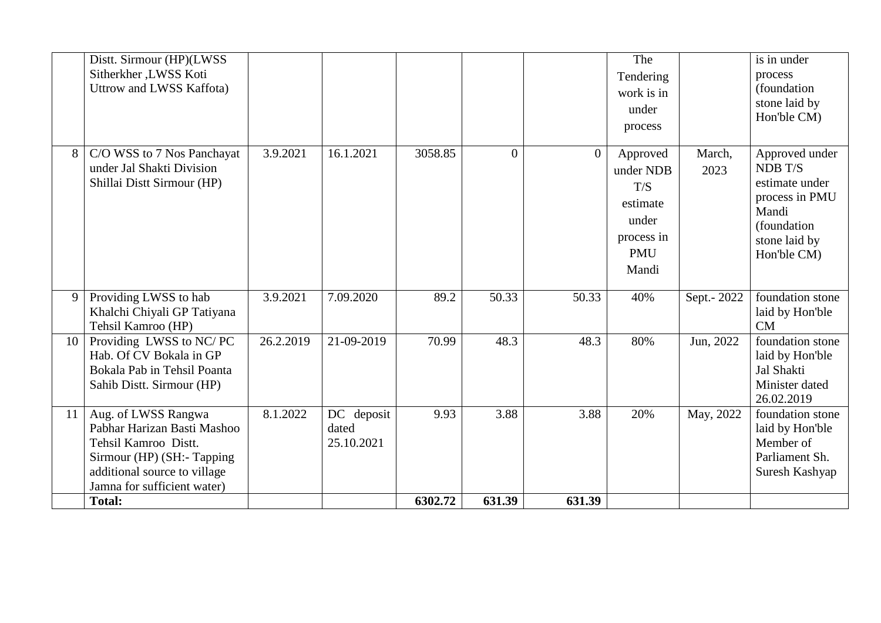| | | | | | | | | | |
|---|---|---|---|---|---|---|---|---|---|
| | Distt. Sirmour (HP)(LWSS Sitherkher ,LWSS Koti Uttrow and LWSS Kaffota) | | | | | | The Tendering work is in under process | | is in under process (foundation stone laid by Hon'ble CM) |
| 8 | C/O WSS to 7 Nos Panchayat under Jal Shakti Division Shillai Distt Sirmour (HP) | 3.9.2021 | 16.1.2021 | 3058.85 | 0 | 0 | Approved under NDB T/S estimate under process in PMU Mandi | March, 2023 | Approved under NDB T/S estimate under process in PMU Mandi (foundation stone laid by Hon'ble CM) |
| 9 | Providing LWSS to hab Khalchi Chiyali GP Tatiyana Tehsil Kamroo (HP) | 3.9.2021 | 7.09.2020 | 89.2 | 50.33 | 50.33 | 40% | Sept.- 2022 | foundation stone laid by Hon'ble CM |
| 10 | Providing LWSS to NC/ PC Hab. Of CV Bokala in GP Bokala Pab in Tehsil Poanta Sahib Distt. Sirmour (HP) | 26.2.2019 | 21-09-2019 | 70.99 | 48.3 | 48.3 | 80% | Jun, 2022 | foundation stone laid by Hon'ble Jal Shakti Minister dated 26.02.2019 |
| 11 | Aug. of LWSS Rangwa Pabhar Harizan Basti Mashoo Tehsil Kamroo Distt. Sirmour (HP) (SH:- Tapping additional source to village Jamna for sufficient water) | 8.1.2022 | DC deposit dated 25.10.2021 | 9.93 | 3.88 | 3.88 | 20% | May, 2022 | foundation stone laid by Hon'ble Member of Parliament Sh. Suresh Kashyap |
| | **Total:** | | | **6302.72** | **631.39** | **631.39** | | | |